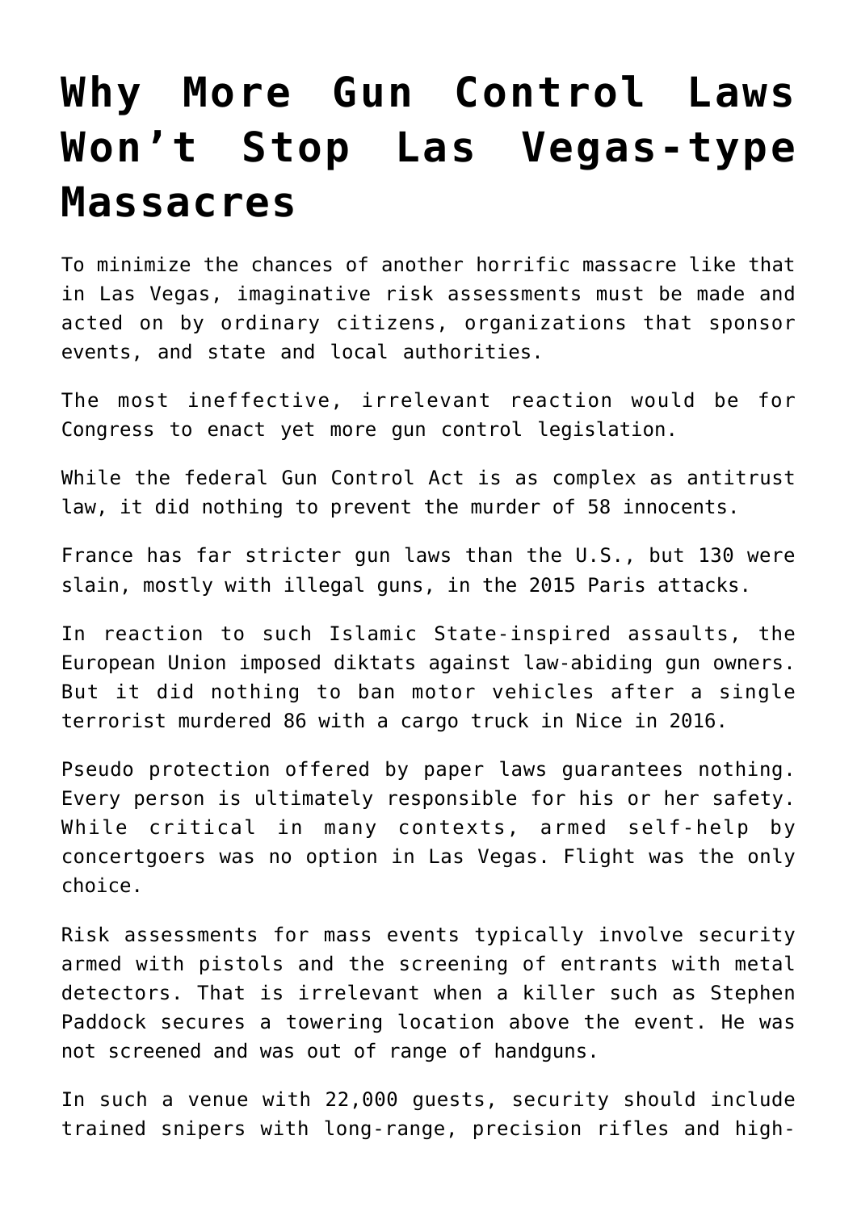# Why More Gun Control Laws Won't Stop Las Vegas-type Massacres

To minimize the chances of another horrific massacre like that in Las Vegas, imaginative risk assessments must be made and acted on by ordinary citizens, organizations that sponsor events, and state and local authorities.

The most ineffective, irrelevant reaction would be for Congress to enact yet more gun control legislation.

While the federal Gun Control Act is as complex as antitrust law, it did nothing to prevent the murder of 58 innocents.

France has far stricter gun laws than the U.S., but 130 were slain, mostly with illegal guns, in the 2015 Paris attacks.

In reaction to such Islamic State-inspired assaults, the European Union imposed diktats against law-abiding gun owners. But it did nothing to ban motor vehicles after a single terrorist murdered 86 with a cargo truck in Nice in 2016.

Pseudo protection offered by paper laws guarantees nothing. Every person is ultimately responsible for his or her safety. While critical in many contexts, armed self-help by concertgoers was no option in Las Vegas. Flight was the only choice.

Risk assessments for mass events typically involve security armed with pistols and the screening of entrants with metal detectors. That is irrelevant when a killer such as Stephen Paddock secures a towering location above the event. He was not screened and was out of range of handguns.

In such a venue with 22,000 guests, security should include trained snipers with long-range, precision rifles and high-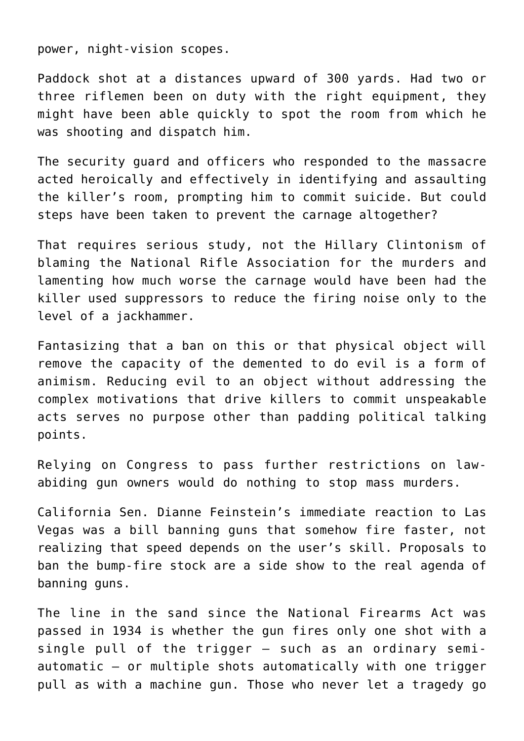power, night-vision scopes.

Paddock shot at a distances upward of 300 yards. Had two or three riflemen been on duty with the right equipment, they might have been able quickly to spot the room from which he was shooting and dispatch him.

The security guard and officers who responded to the massacre acted heroically and effectively in identifying and assaulting the killer's room, prompting him to commit suicide. But could steps have been taken to prevent the carnage altogether?

That requires serious study, not the Hillary Clintonism of blaming the National Rifle Association for the murders and lamenting how much worse the carnage would have been had the killer used suppressors to reduce the firing noise only to the level of a jackhammer.

Fantasizing that a ban on this or that physical object will remove the capacity of the demented to do evil is a form of animism. Reducing evil to an object without addressing the complex motivations that drive killers to commit unspeakable acts serves no purpose other than padding political talking points.

Relying on Congress to pass further restrictions on law-abiding gun owners would do nothing to stop mass murders.

California Sen. Dianne Feinstein's immediate reaction to Las Vegas was a bill banning guns that somehow fire faster, not realizing that speed depends on the user's skill. Proposals to ban the bump-fire stock are a side show to the real agenda of banning guns.

The line in the sand since the National Firearms Act was passed in 1934 is whether the gun fires only one shot with a single pull of the trigger — such as an ordinary semi-automatic — or multiple shots automatically with one trigger pull as with a machine gun. Those who never let a tragedy go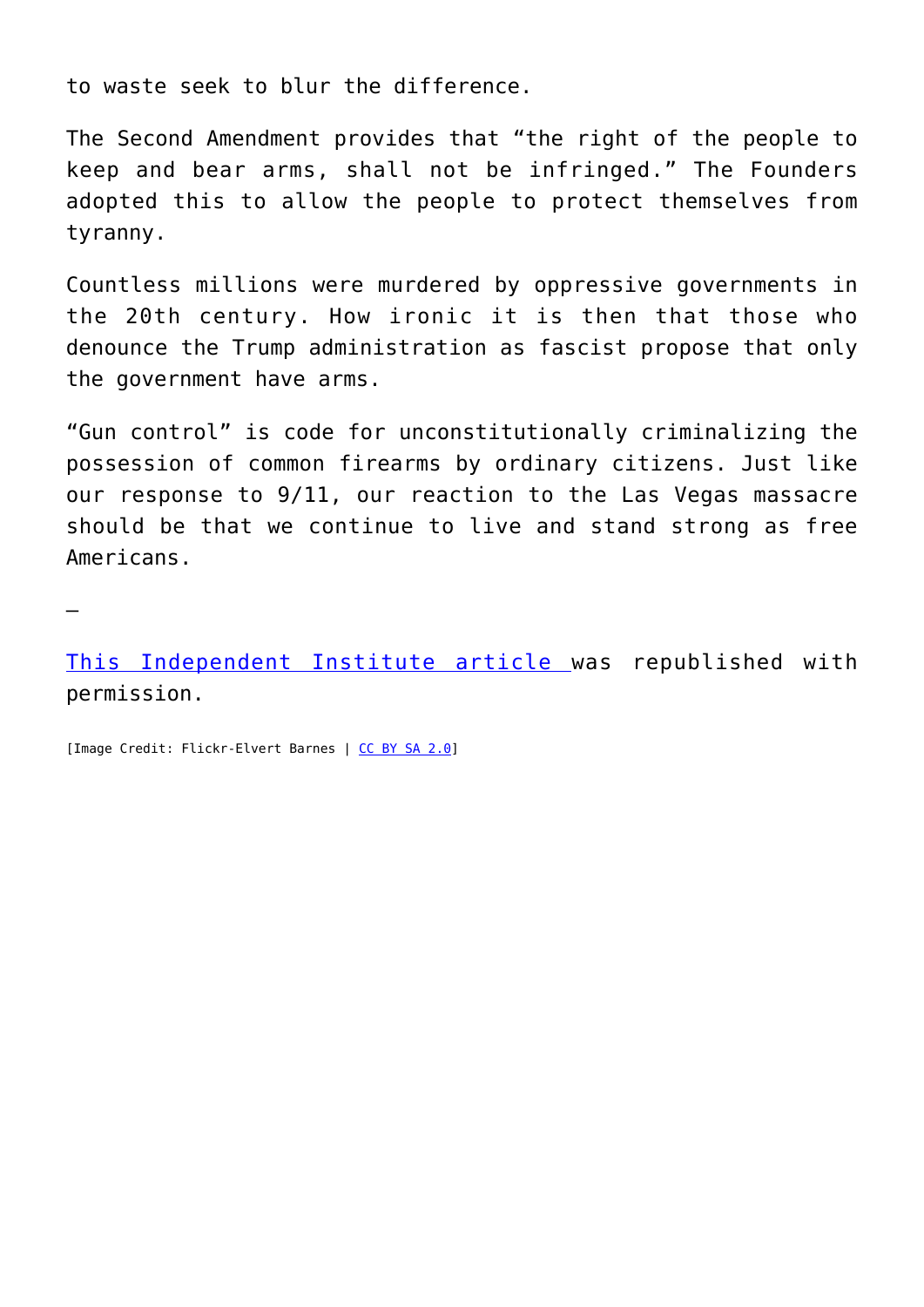to waste seek to blur the difference.

The Second Amendment provides that "the right of the people to keep and bear arms, shall not be infringed." The Founders adopted this to allow the people to protect themselves from tyranny.

Countless millions were murdered by oppressive governments in the 20th century. How ironic it is then that those who denounce the Trump administration as fascist propose that only the government have arms.

"Gun control" is code for unconstitutionally criminalizing the possession of common firearms by ordinary citizens. Just like our response to 9/11, our reaction to the Las Vegas massacre should be that we continue to live and stand strong as free Americans.

—

This Independent Institute article was republished with permission.

[Image Credit: Flickr-Elvert Barnes | CC BY SA 2.0]